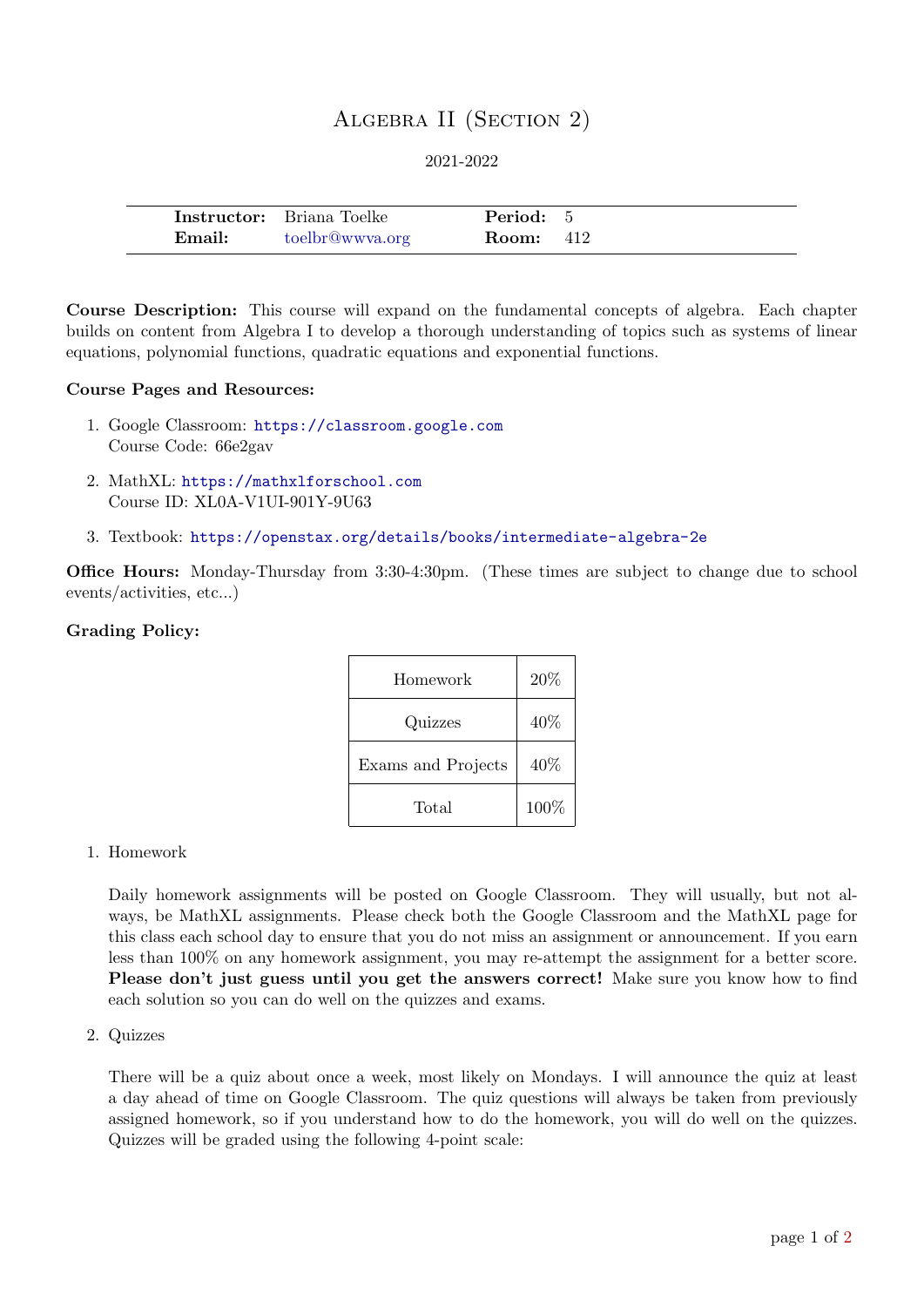# Algebra II (Section 2)

2021-2022

| | | | |
|---|---|---|---|
| **Instructor:** | Briana Toelke | **Period:** | 5 |
| **Email:** | toelbr@wwva.org | **Room:** | 412 |

**Course Description:** This course will expand on the fundamental concepts of algebra. Each chapter builds on content from Algebra I to develop a thorough understanding of topics such as systems of linear equations, polynomial functions, quadratic equations and exponential functions.

**Course Pages and Resources:**

1. Google Classroom: https://classroom.google.com
   Course Code: 66e2gav
2. MathXL: https://mathxlforschool.com
   Course ID: XL0A-V1UI-901Y-9U63
3. Textbook: https://openstax.org/details/books/intermediate-algebra-2e

**Office Hours:** Monday-Thursday from 3:30-4:30pm. (These times are subject to change due to school events/activities, etc...)

**Grading Policy:**

| Category | Weight |
|---|---|
| Homework | 20% |
| Quizzes | 40% |
| Exams and Projects | 40% |
| Total | 100% |

1. Homework

   Daily homework assignments will be posted on Google Classroom. They will usually, but not always, be MathXL assignments. Please check both the Google Classroom and the MathXL page for this class each school day to ensure that you do not miss an assignment or announcement. If you earn less than 100% on any homework assignment, you may re-attempt the assignment for a better score. **Please don't just guess until you get the answers correct!** Make sure you know how to find each solution so you can do well on the quizzes and exams.

2. Quizzes

   There will be a quiz about once a week, most likely on Mondays. I will announce the quiz at least a day ahead of time on Google Classroom. The quiz questions will always be taken from previously assigned homework, so if you understand how to do the homework, you will do well on the quizzes. Quizzes will be graded using the following 4-point scale: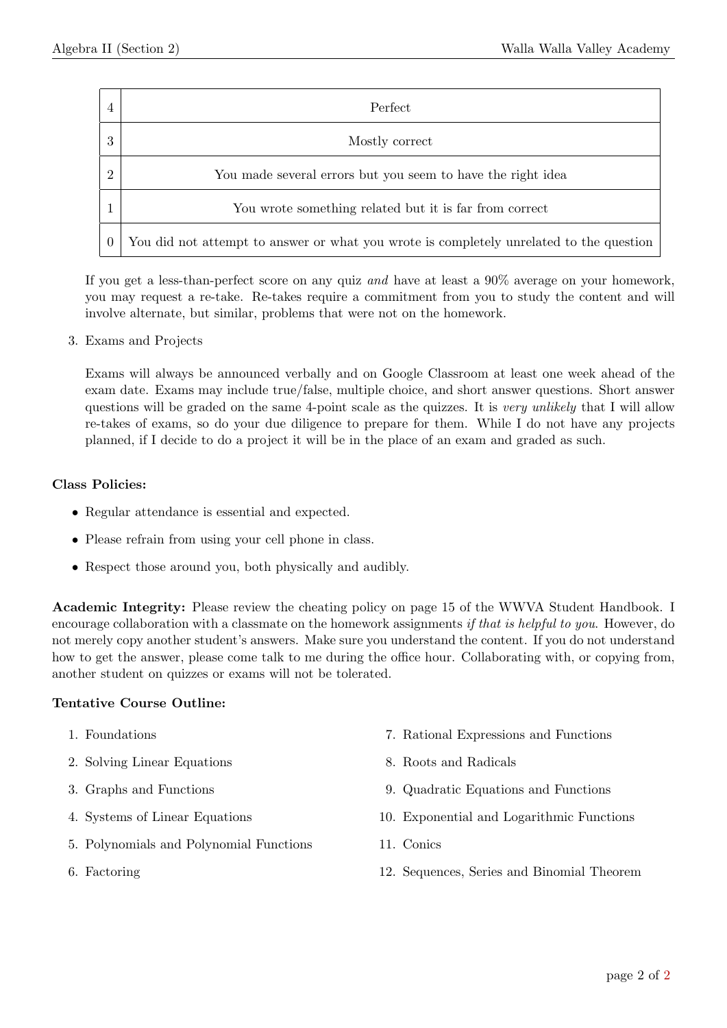| | |
|---|---|
| 4 | Perfect |
| 3 | Mostly correct |
| 2 | You made several errors but you seem to have the right idea |
| 1 | You wrote something related but it is far from correct |
| 0 | You did not attempt to answer or what you wrote is completely unrelated to the question |

If you get a less-than-perfect score on any quiz *and* have at least a 90% average on your homework, you may request a re-take. Re-takes require a commitment from you to study the content and will involve alternate, but similar, problems that were not on the homework.

3. Exams and Projects

   Exams will always be announced verbally and on Google Classroom at least one week ahead of the exam date. Exams may include true/false, multiple choice, and short answer questions. Short answer questions will be graded on the same 4-point scale as the quizzes. It is *very unlikely* that I will allow re-takes of exams, so do your due diligence to prepare for them. While I do not have any projects planned, if I decide to do a project it will be in the place of an exam and graded as such.

**Class Policies:**

- Regular attendance is essential and expected.
- Please refrain from using your cell phone in class.
- Respect those around you, both physically and audibly.

**Academic Integrity:** Please review the cheating policy on page 15 of the WWVA Student Handbook. I encourage collaboration with a classmate on the homework assignments *if that is helpful to you*. However, do not merely copy another student's answers. Make sure you understand the content. If you do not understand how to get the answer, please come talk to me during the office hour. Collaborating with, or copying from, another student on quizzes or exams will not be tolerated.

**Tentative Course Outline:**

1. Foundations
2. Solving Linear Equations
3. Graphs and Functions
4. Systems of Linear Equations
5. Polynomials and Polynomial Functions
6. Factoring
7. Rational Expressions and Functions
8. Roots and Radicals
9. Quadratic Equations and Functions
10. Exponential and Logarithmic Functions
11. Conics
12. Sequences, Series and Binomial Theorem